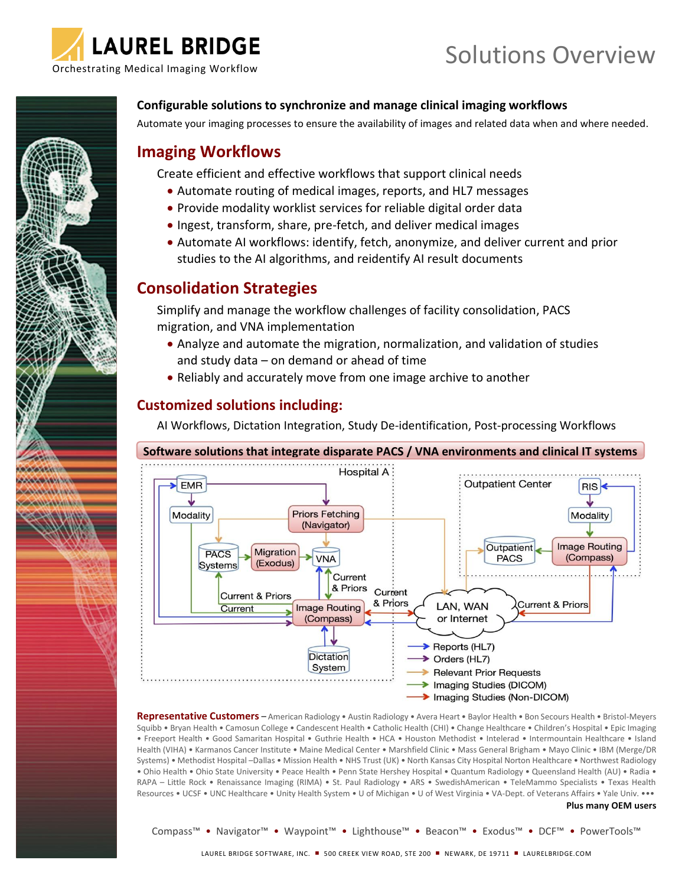# LAUREL BRIDGE

Orchestrating Medical Imaging Workflow

# Solutions Overview

**Configurable solutions to synchronize and manage clinical imaging workflows**

Automate your imaging processes to ensure the availability of images and related data when and where needed.

## Imaging Workflows

Create efficient and effective workflows that support clinical needs

- Automate routing of medical images, reports, and HL7 messages
- Provide modality worklist services for reliable digital order data
- Ingest, transform, share, pre-fetch, and deliver medical images
- Automate AI workflows: identify, fetch, anonymize, and deliver current and prior studies to the AI algorithms, and reidentify AI result documents

## Consolidation Strategies

Simplify and manage the workflow challenges of facility consolidation, PACS migration, and VNA implementation

- Analyze and automate the migration, normalization, and validation of studies and study data – on demand or ahead of time
- Reliably and accurately move from one image archive to another

## Customized solutions including:

AI Workflows, Dictation Integration, Study De-identification, Post-processing Workflows

**Software solutions that integrate disparate PACS / VNA environments and clinical IT systems**

Hospital A: EMR, Modality, Priors Fetching (Navigator), PACS Systems, Migration (Exodus), VNA, Image Routing (Compass), Dictation System, Current & Priors, Current

Outpatient Center: RIS, Modality, Outpatient PACS, Image Routing (Compass)

LAN, WAN or Internet; Current & Priors

- Reports (HL7)
- Orders (HL7)
- Relevant Prior Requests
- Imaging Studies (DICOM)
- Imaging Studies (Non-DICOM)

**Representative Customers** – American Radiology • Austin Radiology • Avera Heart • Baylor Health • Bon Secours Health • Bristol-Meyers Squibb • Bryan Health • Camosun College • Candescent Health • Catholic Health (CHI) • Change Healthcare • Children's Hospital • Epic Imaging • Freeport Health • Good Samaritan Hospital • Guthrie Health • HCA • Houston Methodist • Intelerad • Intermountain Healthcare • Island Health (VIHA) • Karmanos Cancer Institute • Maine Medical Center • Marshfield Clinic • Mass General Brigham • Mayo Clinic • IBM (Merge/DR Systems) • Methodist Hospital –Dallas • Mission Health • NHS Trust (UK) • North Kansas City Hospital Norton Healthcare • Northwest Radiology • Ohio Health • Ohio State University • Peace Health • Penn State Hershey Hospital • Quantum Radiology • Queensland Health (AU) • Radia • RAPA – Little Rock • Renaissance Imaging (RIMA) • St. Paul Radiology • ARS • SwedishAmerican • TeleMammo Specialists • Texas Health Resources • UCSF • UNC Healthcare • Unity Health System • U of Michigan • U of West Virginia • VA-Dept. of Veterans Affairs • Yale Univ. •••

**Plus many OEM users**

Compass™ • Navigator™ • Waypoint™ • Lighthouse™ • Beacon™ • Exodus™ • DCF™ • PowerTools™

LAUREL BRIDGE SOFTWARE, INC. ■ 500 CREEK VIEW ROAD, STE 200 ■ NEWARK, DE 19711 ■ LAURELBRIDGE.COM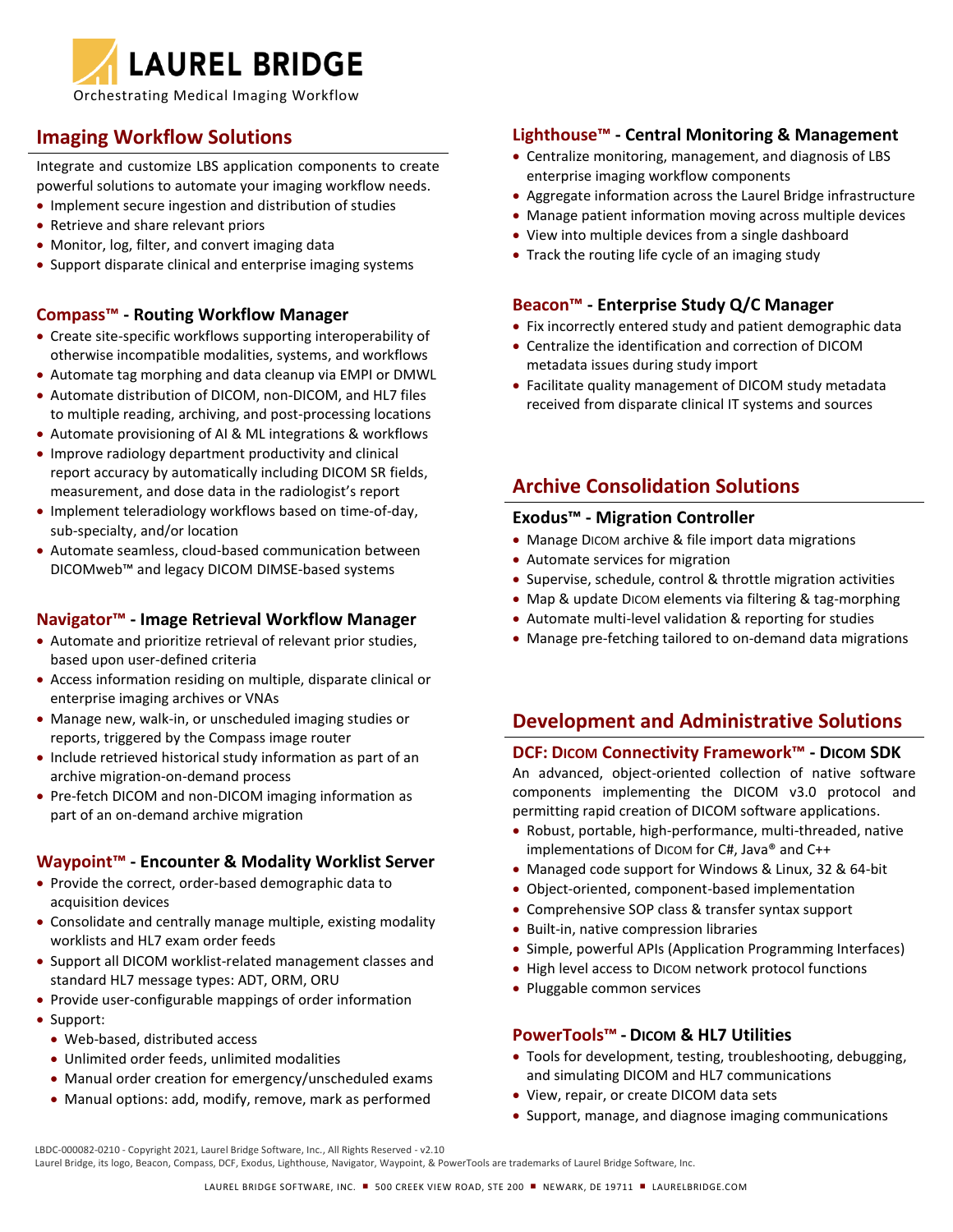# LAUREL BRIDGE

Orchestrating Medical Imaging Workflow

## Imaging Workflow Solutions

Integrate and customize LBS application components to create powerful solutions to automate your imaging workflow needs.

- Implement secure ingestion and distribution of studies
- Retrieve and share relevant priors
- Monitor, log, filter, and convert imaging data
- Support disparate clinical and enterprise imaging systems

### Compass™ - Routing Workflow Manager

- Create site-specific workflows supporting interoperability of otherwise incompatible modalities, systems, and workflows
- Automate tag morphing and data cleanup via EMPI or DMWL
- Automate distribution of DICOM, non-DICOM, and HL7 files to multiple reading, archiving, and post-processing locations
- Automate provisioning of AI & ML integrations & workflows
- Improve radiology department productivity and clinical report accuracy by automatically including DICOM SR fields, measurement, and dose data in the radiologist's report
- Implement teleradiology workflows based on time-of-day, sub-specialty, and/or location
- Automate seamless, cloud-based communication between DICOMweb™ and legacy DICOM DIMSE-based systems

### Navigator™ - Image Retrieval Workflow Manager

- Automate and prioritize retrieval of relevant prior studies, based upon user-defined criteria
- Access information residing on multiple, disparate clinical or enterprise imaging archives or VNAs
- Manage new, walk-in, or unscheduled imaging studies or reports, triggered by the Compass image router
- Include retrieved historical study information as part of an archive migration-on-demand process
- Pre-fetch DICOM and non-DICOM imaging information as part of an on-demand archive migration

### Waypoint™ - Encounter & Modality Worklist Server

- Provide the correct, order-based demographic data to acquisition devices
- Consolidate and centrally manage multiple, existing modality worklists and HL7 exam order feeds
- Support all DICOM worklist-related management classes and standard HL7 message types: ADT, ORM, ORU
- Provide user-configurable mappings of order information
- Support:
  - Web-based, distributed access
  - Unlimited order feeds, unlimited modalities
  - Manual order creation for emergency/unscheduled exams
  - Manual options: add, modify, remove, mark as performed

### Lighthouse™ - Central Monitoring & Management

- Centralize monitoring, management, and diagnosis of LBS enterprise imaging workflow components
- Aggregate information across the Laurel Bridge infrastructure
- Manage patient information moving across multiple devices
- View into multiple devices from a single dashboard
- Track the routing life cycle of an imaging study

### Beacon™ - Enterprise Study Q/C Manager

- Fix incorrectly entered study and patient demographic data
- Centralize the identification and correction of DICOM metadata issues during study import
- Facilitate quality management of DICOM study metadata received from disparate clinical IT systems and sources

## Archive Consolidation Solutions

### Exodus™ - Migration Controller

- Manage DICOM archive & file import data migrations
- Automate services for migration
- Supervise, schedule, control & throttle migration activities
- Map & update DICOM elements via filtering & tag-morphing
- Automate multi-level validation & reporting for studies
- Manage pre-fetching tailored to on-demand data migrations

## Development and Administrative Solutions

### DCF: DICOM Connectivity Framework™ - DICOM SDK

An advanced, object-oriented collection of native software components implementing the DICOM v3.0 protocol and permitting rapid creation of DICOM software applications.

- Robust, portable, high-performance, multi-threaded, native implementations of DICOM for C#, Java® and C++
- Managed code support for Windows & Linux, 32 & 64-bit
- Object-oriented, component-based implementation
- Comprehensive SOP class & transfer syntax support
- Built-in, native compression libraries
- Simple, powerful APIs (Application Programming Interfaces)
- High level access to DICOM network protocol functions
- Pluggable common services

### PowerTools™ - DICOM & HL7 Utilities

- Tools for development, testing, troubleshooting, debugging, and simulating DICOM and HL7 communications
- View, repair, or create DICOM data sets
- Support, manage, and diagnose imaging communications

LBDC-000082-0210 - Copyright 2021, Laurel Bridge Software, Inc., All Rights Reserved - v2.10

Laurel Bridge, its logo, Beacon, Compass, DCF, Exodus, Lighthouse, Navigator, Waypoint, & PowerTools are trademarks of Laurel Bridge Software, Inc.

LAUREL BRIDGE SOFTWARE, INC. ■ 500 CREEK VIEW ROAD, STE 200 ■ NEWARK, DE 19711 ■ LAURELBRIDGE.COM